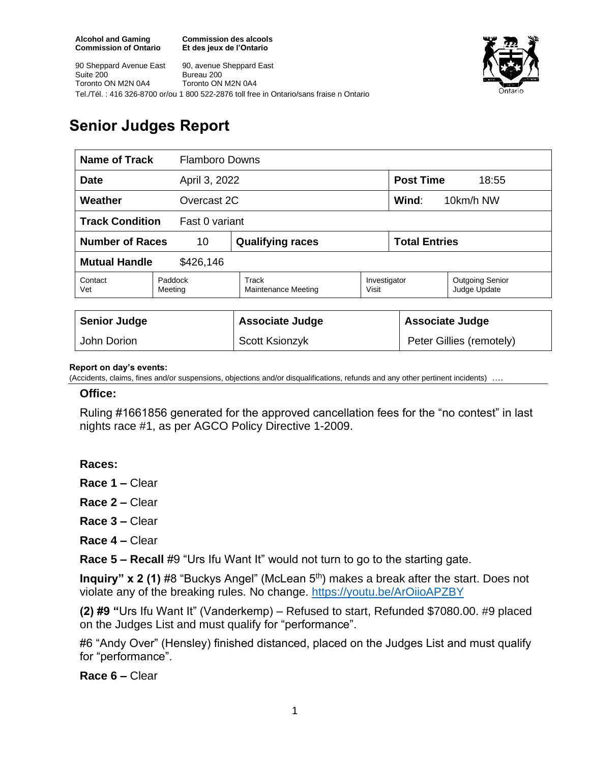**Alcohol and Gaming Commission of Ontario**
90 Sheppard Avenue East
Suite 200
Toronto ON M2N 0A4

**Commission des alcools Et des jeux de l'Ontario**
90, avenue Sheppard East
Bureau 200
Toronto ON M2N 0A4

Tel./Tél. : 416 326-8700 or/ou 1 800 522-2876 toll free in Ontario/sans fraise n Ontario

# Senior Judges Report

| **Name of Track** | Flamboro Downs | | | |
|---|---|---|---|---|
| **Date** | April 3, 2022 | | **Post Time** | 18:55 |
| **Weather** | Overcast 2C | | **Wind**: | 10km/h NW |
| **Track Condition** | Fast 0 variant | | | |
| **Number of Races** | 10 | **Qualifying races** | **Total Entries** | |
| **Mutual Handle** | $426,146 | | | |

| Contact Vet | Paddock Meeting | Track Maintenance Meeting | Investigator Visit | Outgoing Senior Judge Update |
|---|---|---|---|---|

| **Senior Judge** | **Associate Judge** | **Associate Judge** |
|---|---|---|
| John Dorion | Scott Ksionzyk | Peter Gillies (remotely) |

**Report on day's events:**
(Accidents, claims, fines and/or suspensions, objections and/or disqualifications, refunds and any other pertinent incidents) ….

**Office:**

Ruling #1661856 generated for the approved cancellation fees for the "no contest" in last nights race #1, as per AGCO Policy Directive 1-2009.

**Races:**

**Race 1 –** Clear

**Race 2 –** Clear

**Race 3 –** Clear

**Race 4 –** Clear

**Race 5 – Recall** #9 "Urs Ifu Want It" would not turn to go to the starting gate.

**Inquiry" x 2 (1)** #8 "Buckys Angel" (McLean 5th) makes a break after the start. Does not violate any of the breaking rules. No change. https://youtu.be/ArOiioAPZBY

**(2) #9 "**Urs Ifu Want It" (Vanderkemp) – Refused to start, Refunded $7080.00. #9 placed on the Judges List and must qualify for "performance".

#6 "Andy Over" (Hensley) finished distanced, placed on the Judges List and must qualify for "performance".

**Race 6 –** Clear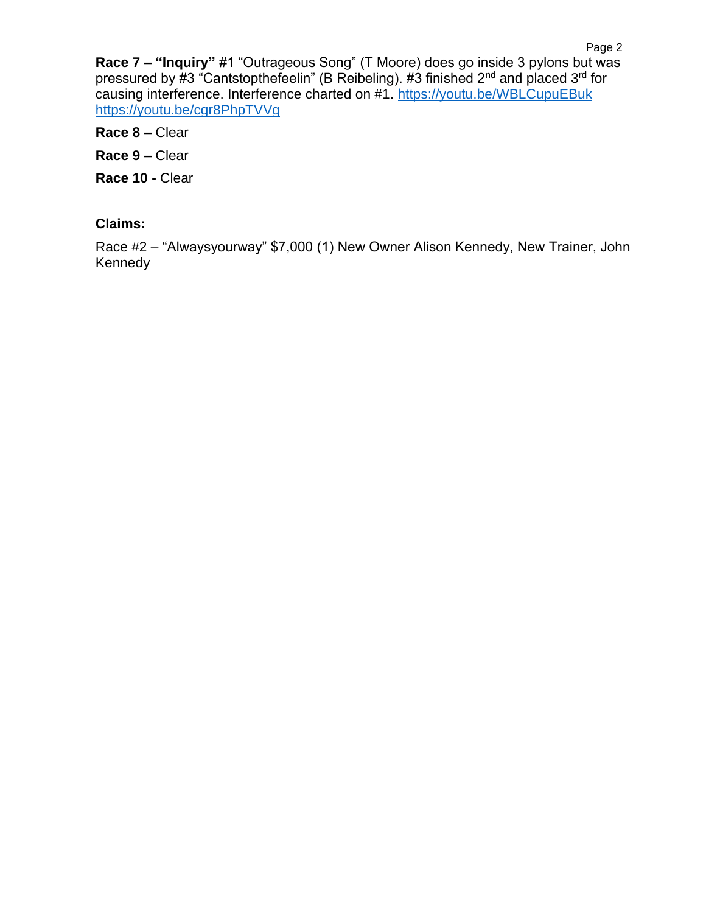**Race 7 – "Inquiry"** #1 "Outrageous Song" (T Moore) does go inside 3 pylons but was pressured by #3 "Cantstopthefeelin" (B Reibeling). #3 finished 2nd and placed 3rd for causing interference. Interference charted on #1. https://youtu.be/WBLCupuEBuk https://youtu.be/cgr8PhpTVVg

**Race 8 –** Clear

**Race 9 –** Clear

**Race 10 -** Clear

**Claims:**

Race #2 – "Alwaysyourway" $7,000 (1) New Owner Alison Kennedy, New Trainer, John Kennedy